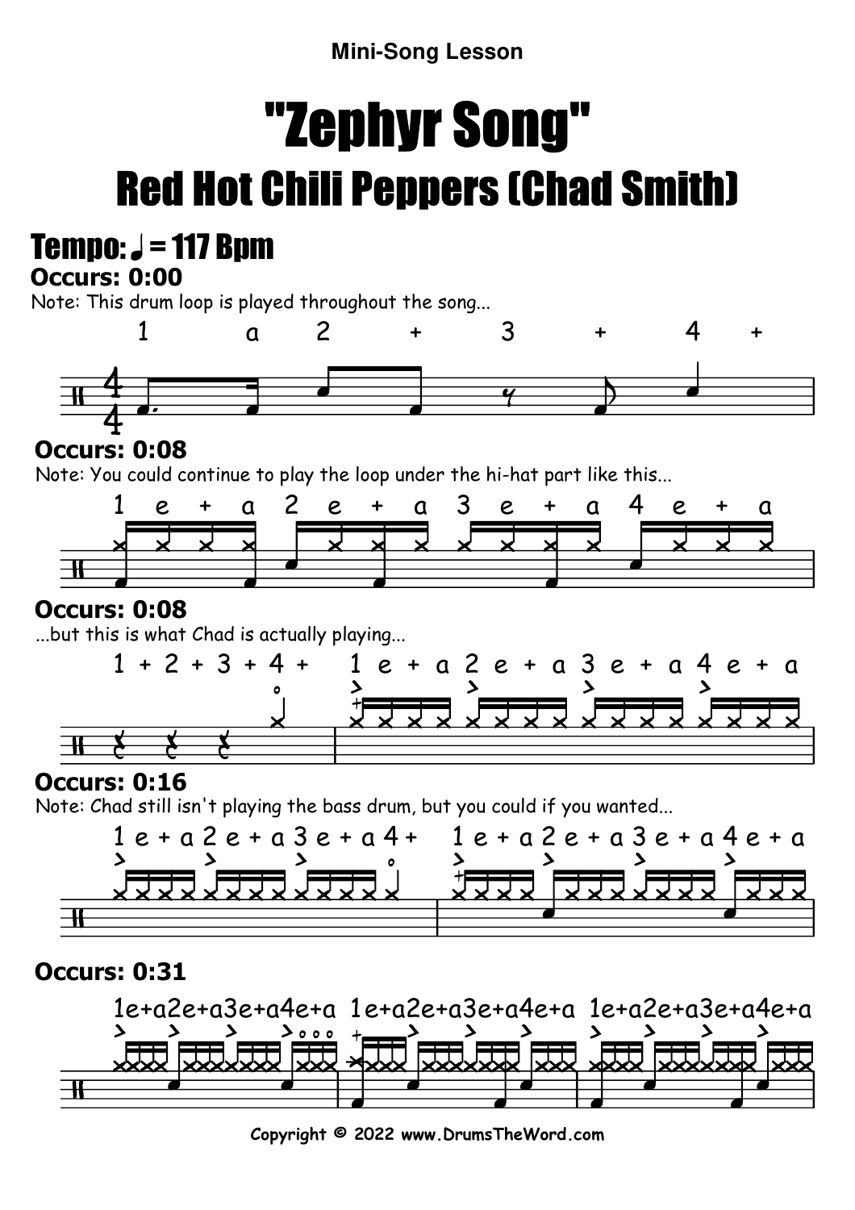Mini-Song Lesson

# "Zephyr Song"

## Red Hot Chili Peppers (Chad Smith)

### Tempo: ♩ = 117 Bpm

**Occurs: 0:00**

Note: This drum loop is played throughout the song...

1 a 2 + 3 + 4 +

**Occurs: 0:08**

Note: You could continue to play the loop under the hi-hat part like this...

1 e + a 2 e + a 3 e + a 4 e + a

**Occurs: 0:08**

...but this is what Chad is actually playing...

1 + 2 + 3 + 4 + 1 e + a 2 e + a 3 e + a 4 e + a

**Occurs: 0:16**

Note: Chad still isn't playing the bass drum, but you could if you wanted...

1 e + a 2 e + a 3 e + a 4 + 1 e + a 2 e + a 3 e + a 4 e + a

**Occurs: 0:31**

1e+a2e+a3e+a4e+a 1e+a2e+a3e+a4e+a 1e+a2e+a3e+a4e+a

Copyright © 2022 www.DrumsTheWord.com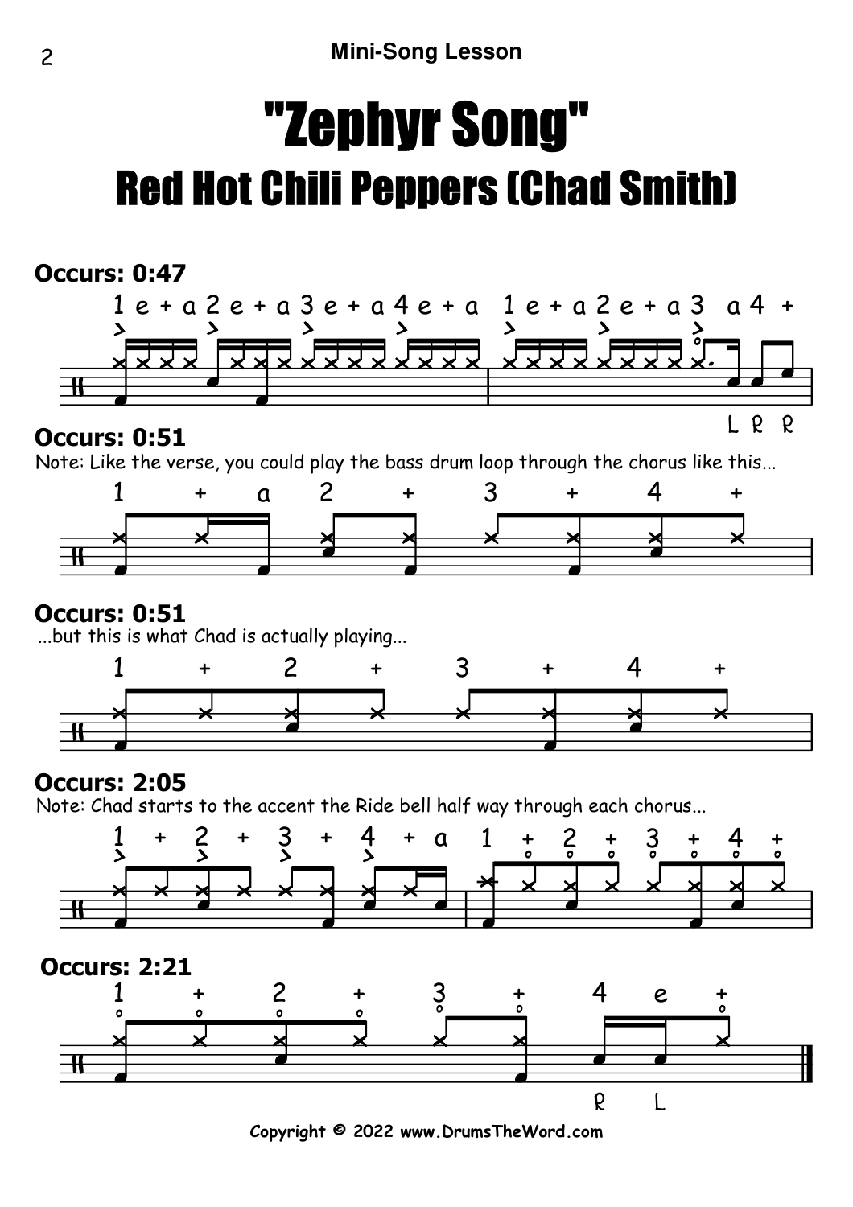# "Zephyr Song"

## Red Hot Chili Peppers (Chad Smith)

**Occurs: 0:47**

1 e + a 2 e + a 3 e + a 4 e + a 1 e + a 2 e + a 3 a 4 +

L R R

**Occurs: 0:51**

Note: Like the verse, you could play the bass drum loop through the chorus like this...

1 + a 2 + 3 + 4 +

**Occurs: 0:51**

...but this is what Chad is actually playing...

1 + 2 + 3 + 4 +

**Occurs: 2:05**

Note: Chad starts to the accent the Ride bell half way through each chorus...

1 + 2 + 3 + 4 + a 1 + 2 + 3 + 4 +

**Occurs: 2:21**

1 + 2 + 3 + 4 e +

R L

Copyright © 2022 www.DrumsTheWord.com